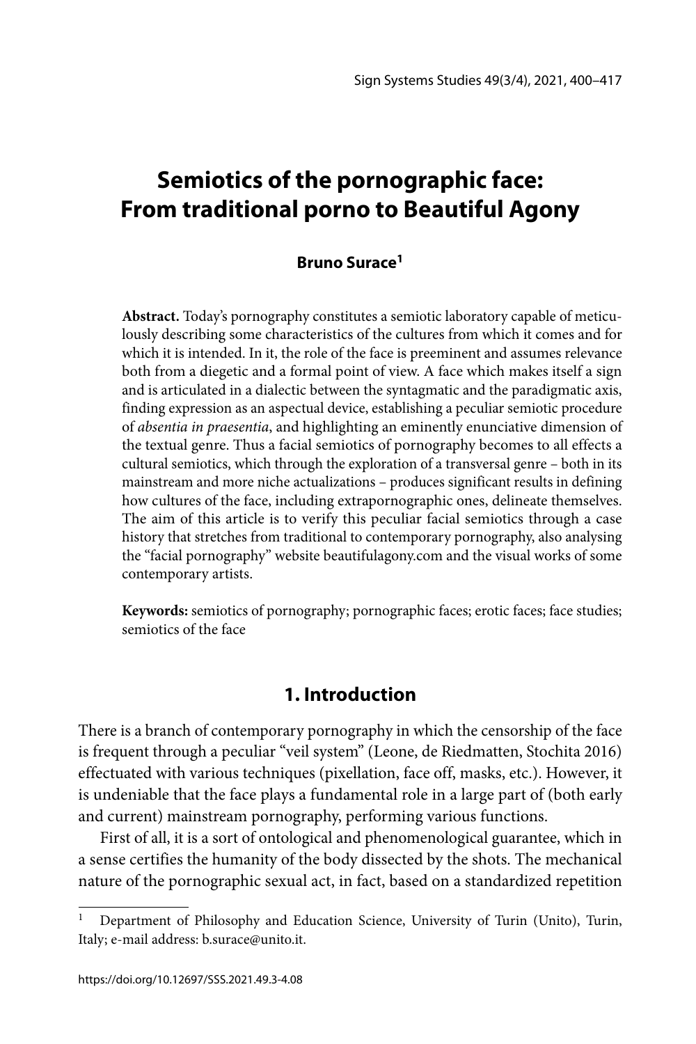# Semiotics of the pornographic face: From traditional porno to Beautiful Agony

**Bruno Surace**[1]

**Abstract.** Today's pornography constitutes a semiotic laboratory capable of meticulously describing some characteristics of the cultures from which it comes and for which it is intended. In it, the role of the face is preeminent and assumes relevance both from a diegetic and a formal point of view. A face which makes itself a sign and is articulated in a dialectic between the syntagmatic and the paradigmatic axis, finding expression as an aspectual device, establishing a peculiar semiotic procedure of *absentia in praesentia*, and highlighting an eminently enunciative dimension of the textual genre. Thus a facial semiotics of pornography becomes to all effects a cultural semiotics, which through the exploration of a transversal genre – both in its mainstream and more niche actualizations – produces significant results in defining how cultures of the face, including extrapornographic ones, delineate themselves. The aim of this article is to verify this peculiar facial semiotics through a case history that stretches from traditional to contemporary pornography, also analysing the "facial pornography" website beautifulagony.com and the visual works of some contemporary artists.

**Keywords:** semiotics of pornography; pornographic faces; erotic faces; face studies; semiotics of the face

## 1. Introduction

There is a branch of contemporary pornography in which the censorship of the face is frequent through a peculiar "veil system" (Leone, de Riedmatten, Stochita 2016) effectuated with various techniques (pixellation, face off, masks, etc.). However, it is undeniable that the face plays a fundamental role in a large part of (both early and current) mainstream pornography, performing various functions.

First of all, it is a sort of ontological and phenomenological guarantee, which in a sense certifies the humanity of the body dissected by the shots. The mechanical nature of the pornographic sexual act, in fact, based on a standardized repetition

---

[1] Department of Philosophy and Education Science, University of Turin (Unito), Turin, Italy; e-mail address: b.surace@unito.it.

https://doi.org/10.12697/SSS.2021.49.3-4.08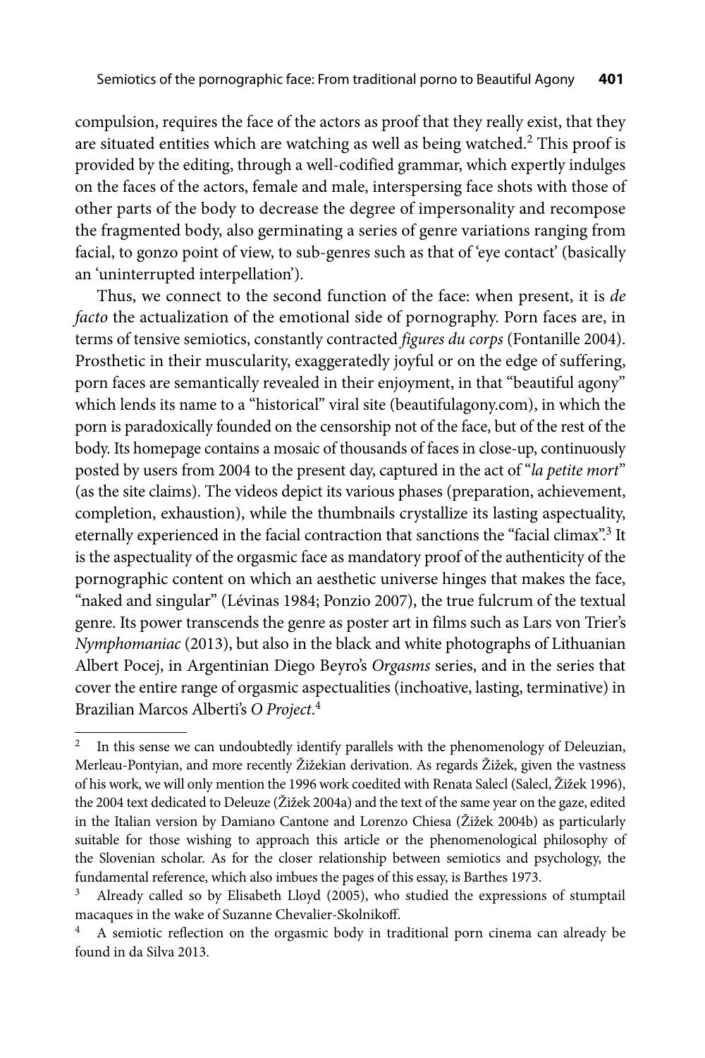compulsion, requires the face of the actors as proof that they really exist, that they are situated entities which are watching as well as being watched.[2] This proof is provided by the editing, through a well-codified grammar, which expertly indulges on the faces of the actors, female and male, interspersing face shots with those of other parts of the body to decrease the degree of impersonality and recompose the fragmented body, also germinating a series of genre variations ranging from facial, to gonzo point of view, to sub-genres such as that of 'eye contact' (basically an 'uninterrupted interpellation').

Thus, we connect to the second function of the face: when present, it is *de facto* the actualization of the emotional side of pornography. Porn faces are, in terms of tensive semiotics, constantly contracted *figures du corps* (Fontanille 2004). Prosthetic in their muscularity, exaggeratedly joyful or on the edge of suffering, porn faces are semantically revealed in their enjoyment, in that "beautiful agony" which lends its name to a "historical" viral site (beautifulagony.com), in which the porn is paradoxically founded on the censorship not of the face, but of the rest of the body. Its homepage contains a mosaic of thousands of faces in close-up, continuously posted by users from 2004 to the present day, captured in the act of "*la petite mort*" (as the site claims). The videos depict its various phases (preparation, achievement, completion, exhaustion), while the thumbnails crystallize its lasting aspectuality, eternally experienced in the facial contraction that sanctions the "facial climax".[3] It is the aspectuality of the orgasmic face as mandatory proof of the authenticity of the pornographic content on which an aesthetic universe hinges that makes the face, "naked and singular" (Lévinas 1984; Ponzio 2007), the true fulcrum of the textual genre. Its power transcends the genre as poster art in films such as Lars von Trier's *Nymphomaniac* (2013), but also in the black and white photographs of Lithuanian Albert Pocej, in Argentinian Diego Beyro's *Orgasms* series, and in the series that cover the entire range of orgasmic aspectualities (inchoative, lasting, terminative) in Brazilian Marcos Alberti's *O Project*.[4]

---

[2] In this sense we can undoubtedly identify parallels with the phenomenology of Deleuzian, Merleau-Pontyian, and more recently Žižekian derivation. As regards Žižek, given the vastness of his work, we will only mention the 1996 work coedited with Renata Salecl (Salecl, Žižek 1996), the 2004 text dedicated to Deleuze (Žižek 2004a) and the text of the same year on the gaze, edited in the Italian version by Damiano Cantone and Lorenzo Chiesa (Žižek 2004b) as particularly suitable for those wishing to approach this article or the phenomenological philosophy of the Slovenian scholar. As for the closer relationship between semiotics and psychology, the fundamental reference, which also imbues the pages of this essay, is Barthes 1973.

[3] Already called so by Elisabeth Lloyd (2005), who studied the expressions of stumptail macaques in the wake of Suzanne Chevalier-Skolnikoff.

[4] A semiotic reflection on the orgasmic body in traditional porn cinema can already be found in da Silva 2013.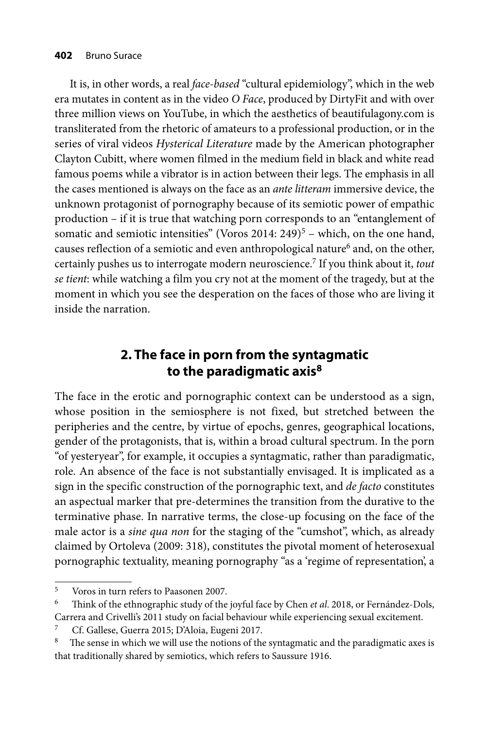It is, in other words, a real *face-based* "cultural epidemiology", which in the web era mutates in content as in the video *O Face*, produced by DirtyFit and with over three million views on YouTube, in which the aesthetics of beautifulagony.com is transliterated from the rhetoric of amateurs to a professional production, or in the series of viral videos *Hysterical Literature* made by the American photographer Clayton Cubitt, where women filmed in the medium field in black and white read famous poems while a vibrator is in action between their legs. The emphasis in all the cases mentioned is always on the face as an *ante litteram* immersive device, the unknown protagonist of pornography because of its semiotic power of empathic production – if it is true that watching porn corresponds to an "entanglement of somatic and semiotic intensities" (Voros 2014: 249)[5] – which, on the one hand, causes reflection of a semiotic and even anthropological nature[6] and, on the other, certainly pushes us to interrogate modern neuroscience.[7] If you think about it, *tout se tient*: while watching a film you cry not at the moment of the tragedy, but at the moment in which you see the desperation on the faces of those who are living it inside the narration.

## 2. The face in porn from the syntagmatic to the paradigmatic axis[8]

The face in the erotic and pornographic context can be understood as a sign, whose position in the semiosphere is not fixed, but stretched between the peripheries and the centre, by virtue of epochs, genres, geographical locations, gender of the protagonists, that is, within a broad cultural spectrum. In the porn "of yesteryear", for example, it occupies a syntagmatic, rather than paradigmatic, role. An absence of the face is not substantially envisaged. It is implicated as a sign in the specific construction of the pornographic text, and *de facto* constitutes an aspectual marker that pre-determines the transition from the durative to the terminative phase. In narrative terms, the close-up focusing on the face of the male actor is a *sine qua non* for the staging of the "cumshot", which, as already claimed by Ortoleva (2009: 318), constitutes the pivotal moment of heterosexual pornographic textuality, meaning pornography "as a 'regime of representation', a

---

[5] Voros in turn refers to Paasonen 2007.

[6] Think of the ethnographic study of the joyful face by Chen *et al*. 2018, or Fernández-Dols, Carrera and Crivelli's 2011 study on facial behaviour while experiencing sexual excitement.

[7] Cf. Gallese, Guerra 2015; D'Aloia, Eugeni 2017.

[8] The sense in which we will use the notions of the syntagmatic and the paradigmatic axes is that traditionally shared by semiotics, which refers to Saussure 1916.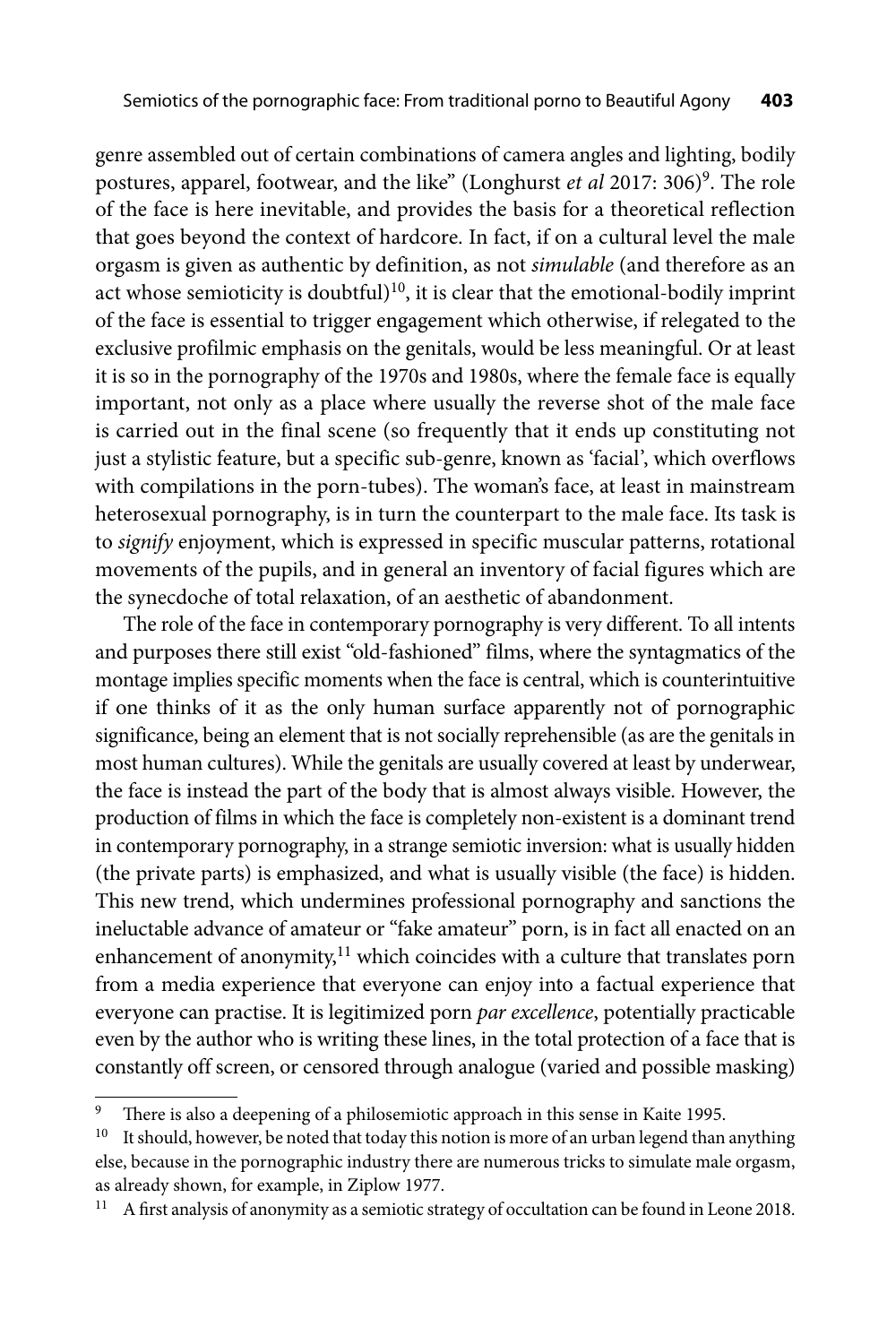genre assembled out of certain combinations of camera angles and lighting, bodily postures, apparel, footwear, and the like" (Longhurst *et al* 2017: 306)[9]. The role of the face is here inevitable, and provides the basis for a theoretical reflection that goes beyond the context of hardcore. In fact, if on a cultural level the male orgasm is given as authentic by definition, as not *simulable* (and therefore as an act whose semioticity is doubtful)[10], it is clear that the emotional-bodily imprint of the face is essential to trigger engagement which otherwise, if relegated to the exclusive profilmic emphasis on the genitals, would be less meaningful. Or at least it is so in the pornography of the 1970s and 1980s, where the female face is equally important, not only as a place where usually the reverse shot of the male face is carried out in the final scene (so frequently that it ends up constituting not just a stylistic feature, but a specific sub-genre, known as 'facial', which overflows with compilations in the porn-tubes). The woman's face, at least in mainstream heterosexual pornography, is in turn the counterpart to the male face. Its task is to *signify* enjoyment, which is expressed in specific muscular patterns, rotational movements of the pupils, and in general an inventory of facial figures which are the synecdoche of total relaxation, of an aesthetic of abandonment.

The role of the face in contemporary pornography is very different. To all intents and purposes there still exist "old-fashioned" films, where the syntagmatics of the montage implies specific moments when the face is central, which is counterintuitive if one thinks of it as the only human surface apparently not of pornographic significance, being an element that is not socially reprehensible (as are the genitals in most human cultures). While the genitals are usually covered at least by underwear, the face is instead the part of the body that is almost always visible. However, the production of films in which the face is completely non-existent is a dominant trend in contemporary pornography, in a strange semiotic inversion: what is usually hidden (the private parts) is emphasized, and what is usually visible (the face) is hidden. This new trend, which undermines professional pornography and sanctions the ineluctable advance of amateur or "fake amateur" porn, is in fact all enacted on an enhancement of anonymity,[11] which coincides with a culture that translates porn from a media experience that everyone can enjoy into a factual experience that everyone can practise. It is legitimized porn *par excellence*, potentially practicable even by the author who is writing these lines, in the total protection of a face that is constantly off screen, or censored through analogue (varied and possible masking)

---

[9] There is also a deepening of a philosemiotic approach in this sense in Kaite 1995.

[10] It should, however, be noted that today this notion is more of an urban legend than anything else, because in the pornographic industry there are numerous tricks to simulate male orgasm, as already shown, for example, in Ziplow 1977.

[11] A first analysis of anonymity as a semiotic strategy of occultation can be found in Leone 2018.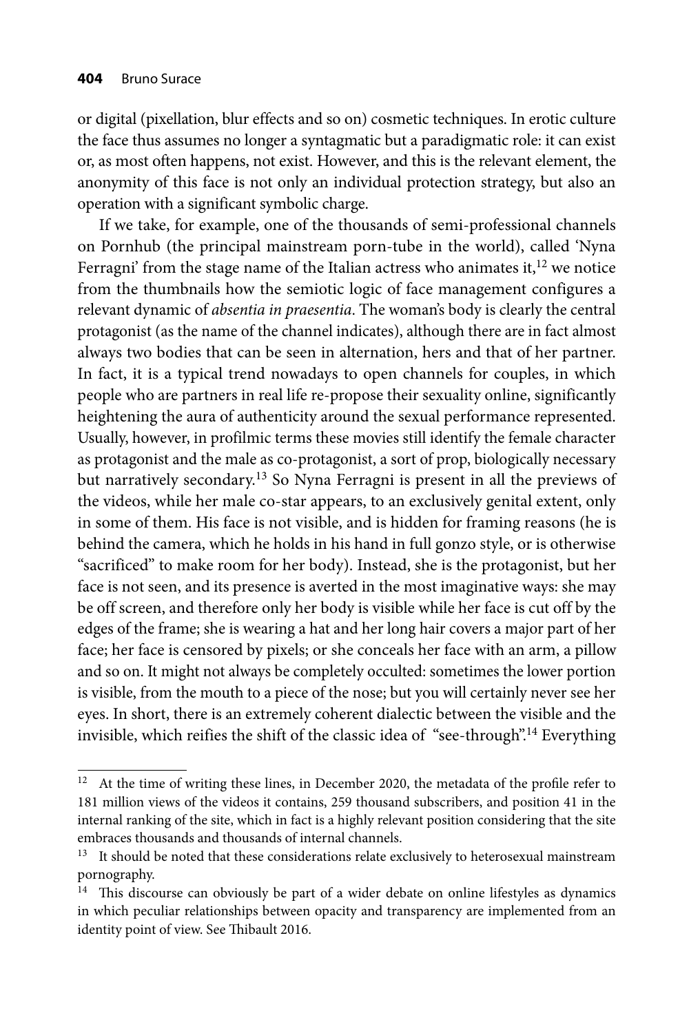or digital (pixellation, blur effects and so on) cosmetic techniques. In erotic culture the face thus assumes no longer a syntagmatic but a paradigmatic role: it can exist or, as most often happens, not exist. However, and this is the relevant element, the anonymity of this face is not only an individual protection strategy, but also an operation with a significant symbolic charge.

If we take, for example, one of the thousands of semi-professional channels on Pornhub (the principal mainstream porn-tube in the world), called 'Nyna Ferragni' from the stage name of the Italian actress who animates it,[12] we notice from the thumbnails how the semiotic logic of face management configures a relevant dynamic of *absentia in praesentia*. The woman's body is clearly the central protagonist (as the name of the channel indicates), although there are in fact almost always two bodies that can be seen in alternation, hers and that of her partner. In fact, it is a typical trend nowadays to open channels for couples, in which people who are partners in real life re-propose their sexuality online, significantly heightening the aura of authenticity around the sexual performance represented. Usually, however, in profilmic terms these movies still identify the female character as protagonist and the male as co-protagonist, a sort of prop, biologically necessary but narratively secondary.[13] So Nyna Ferragni is present in all the previews of the videos, while her male co-star appears, to an exclusively genital extent, only in some of them. His face is not visible, and is hidden for framing reasons (he is behind the camera, which he holds in his hand in full gonzo style, or is otherwise "sacrificed" to make room for her body). Instead, she is the protagonist, but her face is not seen, and its presence is averted in the most imaginative ways: she may be off screen, and therefore only her body is visible while her face is cut off by the edges of the frame; she is wearing a hat and her long hair covers a major part of her face; her face is censored by pixels; or she conceals her face with an arm, a pillow and so on. It might not always be completely occulted: sometimes the lower portion is visible, from the mouth to a piece of the nose; but you will certainly never see her eyes. In short, there is an extremely coherent dialectic between the visible and the invisible, which reifies the shift of the classic idea of "see-through".[14] Everything

---

[12] At the time of writing these lines, in December 2020, the metadata of the profile refer to 181 million views of the videos it contains, 259 thousand subscribers, and position 41 in the internal ranking of the site, which in fact is a highly relevant position considering that the site embraces thousands and thousands of internal channels.

[13] It should be noted that these considerations relate exclusively to heterosexual mainstream pornography.

[14] This discourse can obviously be part of a wider debate on online lifestyles as dynamics in which peculiar relationships between opacity and transparency are implemented from an identity point of view. See Thibault 2016.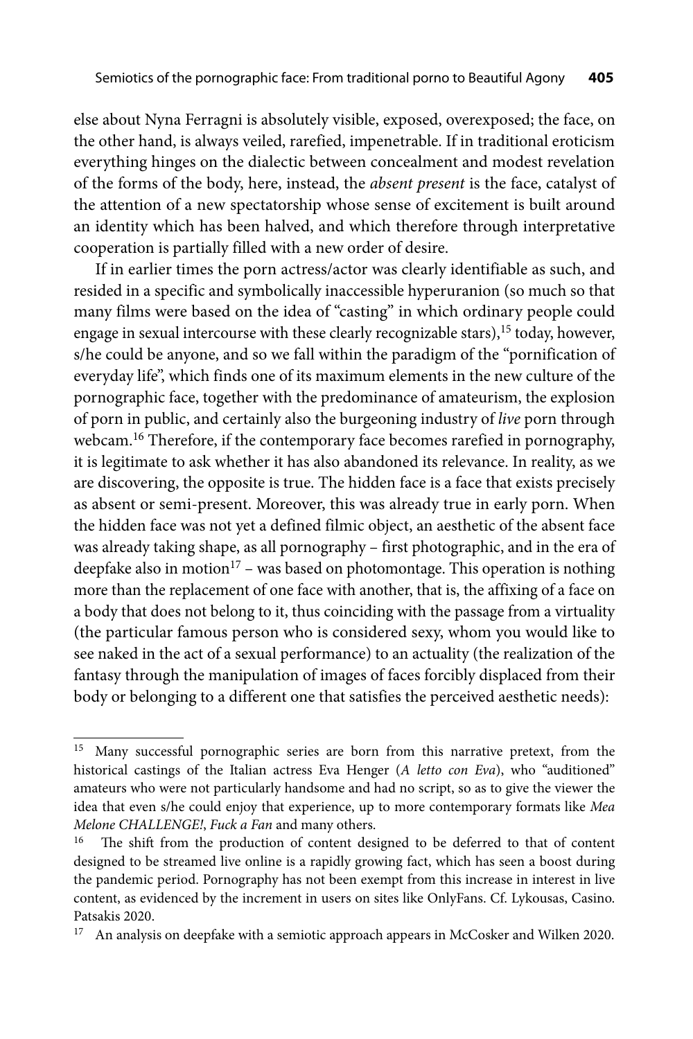else about Nyna Ferragni is absolutely visible, exposed, overexposed; the face, on the other hand, is always veiled, rarefied, impenetrable. If in traditional eroticism everything hinges on the dialectic between concealment and modest revelation of the forms of the body, here, instead, the *absent present* is the face, catalyst of the attention of a new spectatorship whose sense of excitement is built around an identity which has been halved, and which therefore through interpretative cooperation is partially filled with a new order of desire.

If in earlier times the porn actress/actor was clearly identifiable as such, and resided in a specific and symbolically inaccessible hyperuranion (so much so that many films were based on the idea of "casting" in which ordinary people could engage in sexual intercourse with these clearly recognizable stars),[15] today, however, s/he could be anyone, and so we fall within the paradigm of the "pornification of everyday life", which finds one of its maximum elements in the new culture of the pornographic face, together with the predominance of amateurism, the explosion of porn in public, and certainly also the burgeoning industry of *live* porn through webcam.[16] Therefore, if the contemporary face becomes rarefied in pornography, it is legitimate to ask whether it has also abandoned its relevance. In reality, as we are discovering, the opposite is true. The hidden face is a face that exists precisely as absent or semi-present. Moreover, this was already true in early porn. When the hidden face was not yet a defined filmic object, an aesthetic of the absent face was already taking shape, as all pornography – first photographic, and in the era of deepfake also in motion[17] – was based on photomontage. This operation is nothing more than the replacement of one face with another, that is, the affixing of a face on a body that does not belong to it, thus coinciding with the passage from a virtuality (the particular famous person who is considered sexy, whom you would like to see naked in the act of a sexual performance) to an actuality (the realization of the fantasy through the manipulation of images of faces forcibly displaced from their body or belonging to a different one that satisfies the perceived aesthetic needs):

---

[15] Many successful pornographic series are born from this narrative pretext, from the historical castings of the Italian actress Eva Henger (*A letto con Eva*), who "auditioned" amateurs who were not particularly handsome and had no script, so as to give the viewer the idea that even s/he could enjoy that experience, up to more contemporary formats like *Mea Melone CHALLENGE!*, *Fuck a Fan* and many others.

[16] The shift from the production of content designed to be deferred to that of content designed to be streamed live online is a rapidly growing fact, which has seen a boost during the pandemic period. Pornography has not been exempt from this increase in interest in live content, as evidenced by the increment in users on sites like OnlyFans. Cf. Lykousas, Casino. Patsakis 2020.

[17] An analysis on deepfake with a semiotic approach appears in McCosker and Wilken 2020.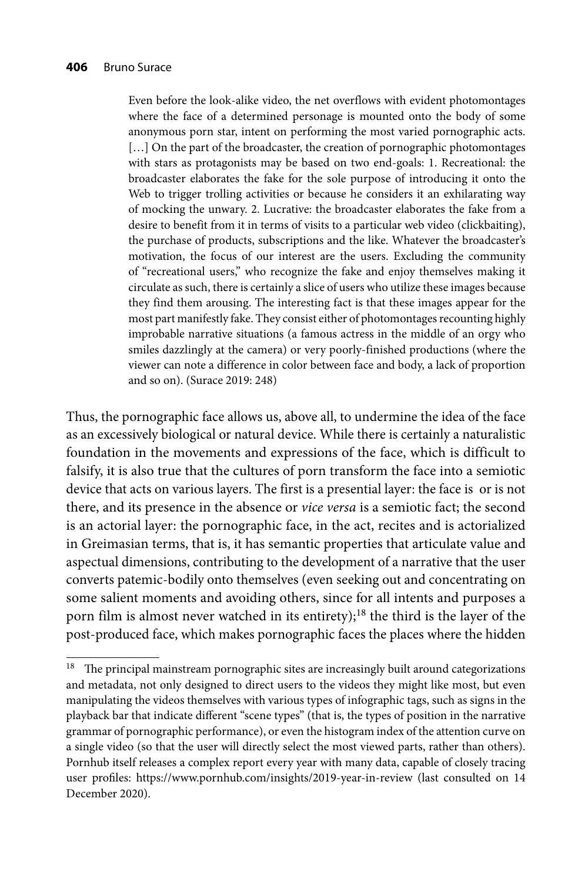> Even before the look-alike video, the net overflows with evident photomontages where the face of a determined personage is mounted onto the body of some anonymous porn star, intent on performing the most varied pornographic acts. […] On the part of the broadcaster, the creation of pornographic photomontages with stars as protagonists may be based on two end-goals: 1. Recreational: the broadcaster elaborates the fake for the sole purpose of introducing it onto the Web to trigger trolling activities or because he considers it an exhilarating way of mocking the unwary. 2. Lucrative: the broadcaster elaborates the fake from a desire to benefit from it in terms of visits to a particular web video (clickbaiting), the purchase of products, subscriptions and the like. Whatever the broadcaster's motivation, the focus of our interest are the users. Excluding the community of "recreational users," who recognize the fake and enjoy themselves making it circulate as such, there is certainly a slice of users who utilize these images because they find them arousing. The interesting fact is that these images appear for the most part manifestly fake. They consist either of photomontages recounting highly improbable narrative situations (a famous actress in the middle of an orgy who smiles dazzlingly at the camera) or very poorly-finished productions (where the viewer can note a difference in color between face and body, a lack of proportion and so on). (Surace 2019: 248)

Thus, the pornographic face allows us, above all, to undermine the idea of the face as an excessively biological or natural device. While there is certainly a naturalistic foundation in the movements and expressions of the face, which is difficult to falsify, it is also true that the cultures of porn transform the face into a semiotic device that acts on various layers. The first is a presential layer: the face is or is not there, and its presence in the absence or *vice versa* is a semiotic fact; the second is an actorial layer: the pornographic face, in the act, recites and is actorialized in Greimasian terms, that is, it has semantic properties that articulate value and aspectual dimensions, contributing to the development of a narrative that the user converts patemic-bodily onto themselves (even seeking out and concentrating on some salient moments and avoiding others, since for all intents and purposes a porn film is almost never watched in its entirety);[18] the third is the layer of the post-produced face, which makes pornographic faces the places where the hidden

---

[18] The principal mainstream pornographic sites are increasingly built around categorizations and metadata, not only designed to direct users to the videos they might like most, but even manipulating the videos themselves with various types of infographic tags, such as signs in the playback bar that indicate different "scene types" (that is, the types of position in the narrative grammar of pornographic performance), or even the histogram index of the attention curve on a single video (so that the user will directly select the most viewed parts, rather than others). Pornhub itself releases a complex report every year with many data, capable of closely tracing user profiles: https://www.pornhub.com/insights/2019-year-in-review (last consulted on 14 December 2020).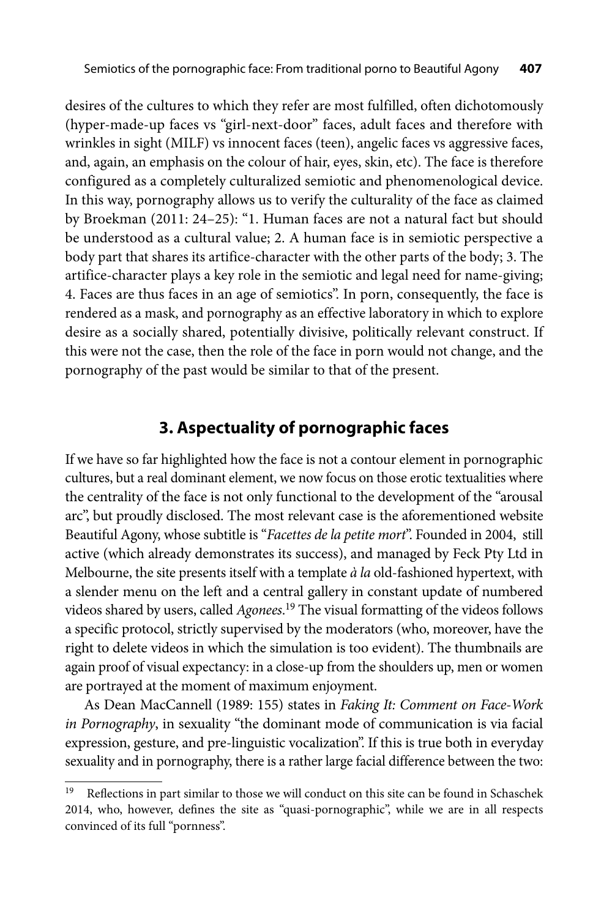desires of the cultures to which they refer are most fulfilled, often dichotomously (hyper-made-up faces vs "girl-next-door" faces, adult faces and therefore with wrinkles in sight (MILF) vs innocent faces (teen), angelic faces vs aggressive faces, and, again, an emphasis on the colour of hair, eyes, skin, etc). The face is therefore configured as a completely culturalized semiotic and phenomenological device. In this way, pornography allows us to verify the culturality of the face as claimed by Broekman (2011: 24–25): "1. Human faces are not a natural fact but should be understood as a cultural value; 2. A human face is in semiotic perspective a body part that shares its artifice-character with the other parts of the body; 3. The artifice-character plays a key role in the semiotic and legal need for name-giving; 4. Faces are thus faces in an age of semiotics". In porn, consequently, the face is rendered as a mask, and pornography as an effective laboratory in which to explore desire as a socially shared, potentially divisive, politically relevant construct. If this were not the case, then the role of the face in porn would not change, and the pornography of the past would be similar to that of the present.

## 3. Aspectuality of pornographic faces

If we have so far highlighted how the face is not a contour element in pornographic cultures, but a real dominant element, we now focus on those erotic textualities where the centrality of the face is not only functional to the development of the "arousal arc", but proudly disclosed. The most relevant case is the aforementioned website Beautiful Agony, whose subtitle is "*Facettes de la petite mort*". Founded in 2004, still active (which already demonstrates its success), and managed by Feck Pty Ltd in Melbourne, the site presents itself with a template *à la* old-fashioned hypertext, with a slender menu on the left and a central gallery in constant update of numbered videos shared by users, called *Agonees*.[19] The visual formatting of the videos follows a specific protocol, strictly supervised by the moderators (who, moreover, have the right to delete videos in which the simulation is too evident). The thumbnails are again proof of visual expectancy: in a close-up from the shoulders up, men or women are portrayed at the moment of maximum enjoyment.

As Dean MacCannell (1989: 155) states in *Faking It: Comment on Face-Work in Pornography*, in sexuality "the dominant mode of communication is via facial expression, gesture, and pre-linguistic vocalization". If this is true both in everyday sexuality and in pornography, there is a rather large facial difference between the two:

[19] Reflections in part similar to those we will conduct on this site can be found in Schaschek 2014, who, however, defines the site as "quasi-pornographic", while we are in all respects convinced of its full "pornness".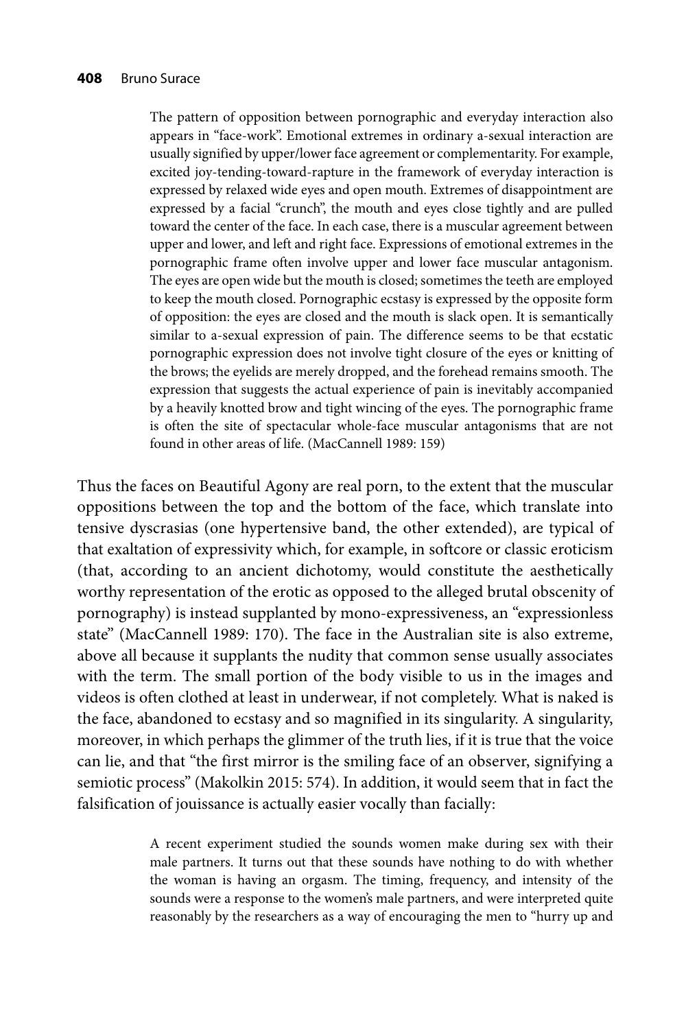> The pattern of opposition between pornographic and everyday interaction also appears in "face-work". Emotional extremes in ordinary a-sexual interaction are usually signified by upper/lower face agreement or complementarity. For example, excited joy-tending-toward-rapture in the framework of everyday interaction is expressed by relaxed wide eyes and open mouth. Extremes of disappointment are expressed by a facial "crunch", the mouth and eyes close tightly and are pulled toward the center of the face. In each case, there is a muscular agreement between upper and lower, and left and right face. Expressions of emotional extremes in the pornographic frame often involve upper and lower face muscular antagonism. The eyes are open wide but the mouth is closed; sometimes the teeth are employed to keep the mouth closed. Pornographic ecstasy is expressed by the opposite form of opposition: the eyes are closed and the mouth is slack open. It is semantically similar to a-sexual expression of pain. The difference seems to be that ecstatic pornographic expression does not involve tight closure of the eyes or knitting of the brows; the eyelids are merely dropped, and the forehead remains smooth. The expression that suggests the actual experience of pain is inevitably accompanied by a heavily knotted brow and tight wincing of the eyes. The pornographic frame is often the site of spectacular whole-face muscular antagonisms that are not found in other areas of life. (MacCannell 1989: 159)

Thus the faces on Beautiful Agony are real porn, to the extent that the muscular oppositions between the top and the bottom of the face, which translate into tensive dyscrasias (one hypertensive band, the other extended), are typical of that exaltation of expressivity which, for example, in softcore or classic eroticism (that, according to an ancient dichotomy, would constitute the aesthetically worthy representation of the erotic as opposed to the alleged brutal obscenity of pornography) is instead supplanted by mono-expressiveness, an "expressionless state" (MacCannell 1989: 170). The face in the Australian site is also extreme, above all because it supplants the nudity that common sense usually associates with the term. The small portion of the body visible to us in the images and videos is often clothed at least in underwear, if not completely. What is naked is the face, abandoned to ecstasy and so magnified in its singularity. A singularity, moreover, in which perhaps the glimmer of the truth lies, if it is true that the voice can lie, and that "the first mirror is the smiling face of an observer, signifying a semiotic process" (Makolkin 2015: 574). In addition, it would seem that in fact the falsification of jouissance is actually easier vocally than facially:

> A recent experiment studied the sounds women make during sex with their male partners. It turns out that these sounds have nothing to do with whether the woman is having an orgasm. The timing, frequency, and intensity of the sounds were a response to the women's male partners, and were interpreted quite reasonably by the researchers as a way of encouraging the men to "hurry up and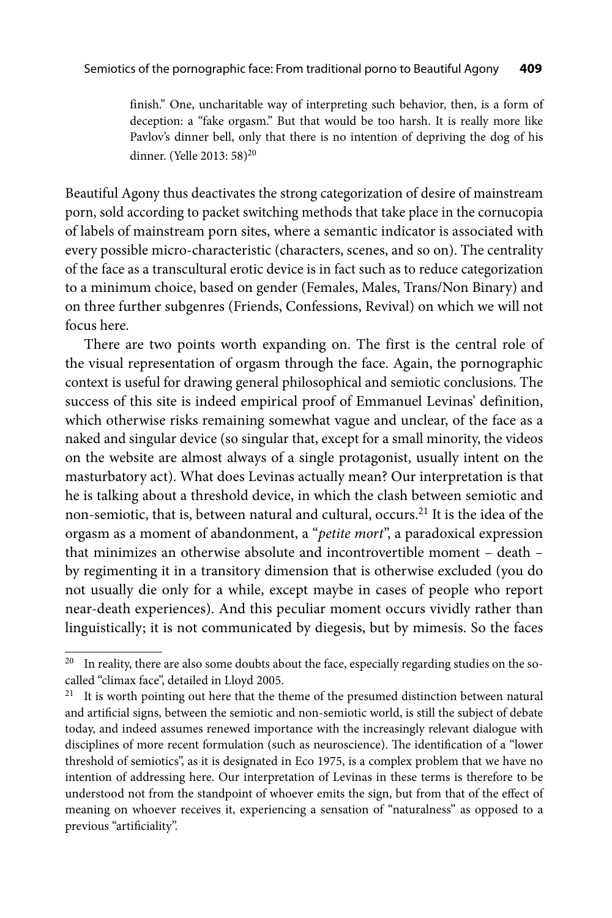> finish." One, uncharitable way of interpreting such behavior, then, is a form of deception: a "fake orgasm." But that would be too harsh. It is really more like Pavlov's dinner bell, only that there is no intention of depriving the dog of his dinner. (Yelle 2013: 58)[20]

Beautiful Agony thus deactivates the strong categorization of desire of mainstream porn, sold according to packet switching methods that take place in the cornucopia of labels of mainstream porn sites, where a semantic indicator is associated with every possible micro-characteristic (characters, scenes, and so on). The centrality of the face as a transcultural erotic device is in fact such as to reduce categorization to a minimum choice, based on gender (Females, Males, Trans/Non Binary) and on three further subgenres (Friends, Confessions, Revival) on which we will not focus here.

There are two points worth expanding on. The first is the central role of the visual representation of orgasm through the face. Again, the pornographic context is useful for drawing general philosophical and semiotic conclusions. The success of this site is indeed empirical proof of Emmanuel Levinas' definition, which otherwise risks remaining somewhat vague and unclear, of the face as a naked and singular device (so singular that, except for a small minority, the videos on the website are almost always of a single protagonist, usually intent on the masturbatory act). What does Levinas actually mean? Our interpretation is that he is talking about a threshold device, in which the clash between semiotic and non-semiotic, that is, between natural and cultural, occurs.[21] It is the idea of the orgasm as a moment of abandonment, a "*petite mort*", a paradoxical expression that minimizes an otherwise absolute and incontrovertible moment – death – by regimenting it in a transitory dimension that is otherwise excluded (you do not usually die only for a while, except maybe in cases of people who report near-death experiences). And this peculiar moment occurs vividly rather than linguistically; it is not communicated by diegesis, but by mimesis. So the faces

---

[20] In reality, there are also some doubts about the face, especially regarding studies on the so-called "climax face", detailed in Lloyd 2005.

[21] It is worth pointing out here that the theme of the presumed distinction between natural and artificial signs, between the semiotic and non-semiotic world, is still the subject of debate today, and indeed assumes renewed importance with the increasingly relevant dialogue with disciplines of more recent formulation (such as neuroscience). The identification of a "lower threshold of semiotics", as it is designated in Eco 1975, is a complex problem that we have no intention of addressing here. Our interpretation of Levinas in these terms is therefore to be understood not from the standpoint of whoever emits the sign, but from that of the effect of meaning on whoever receives it, experiencing a sensation of "naturalness" as opposed to a previous "artificiality".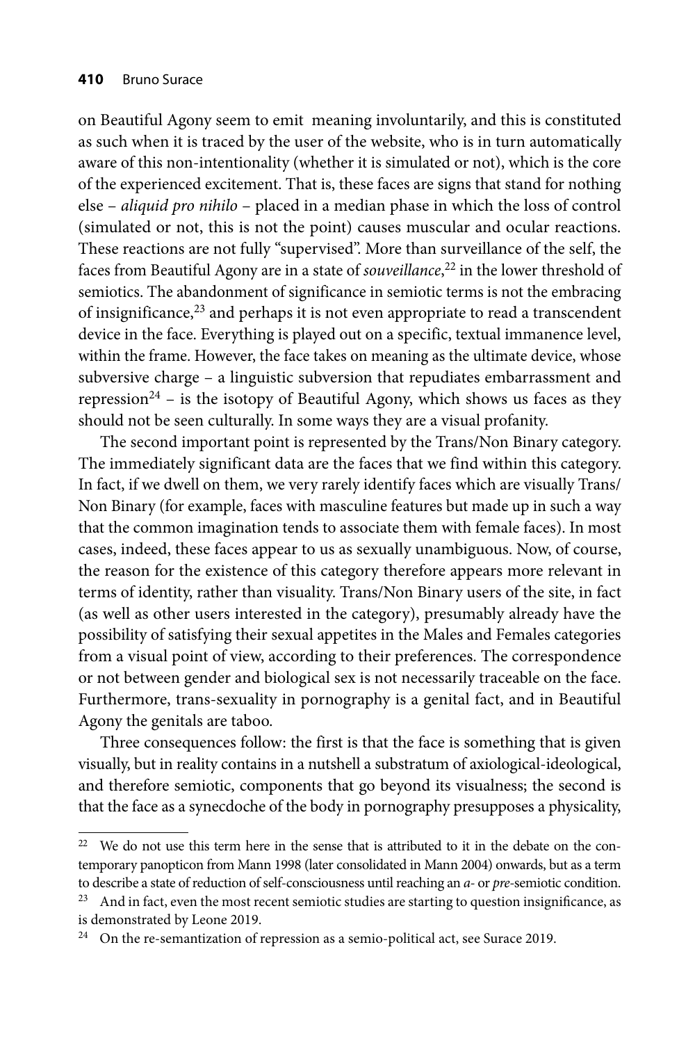on Beautiful Agony seem to emit meaning involuntarily, and this is constituted as such when it is traced by the user of the website, who is in turn automatically aware of this non-intentionality (whether it is simulated or not), which is the core of the experienced excitement. That is, these faces are signs that stand for nothing else – *aliquid pro nihilo* – placed in a median phase in which the loss of control (simulated or not, this is not the point) causes muscular and ocular reactions. These reactions are not fully "supervised". More than surveillance of the self, the faces from Beautiful Agony are in a state of *souveillance*,[22] in the lower threshold of semiotics. The abandonment of significance in semiotic terms is not the embracing of insignificance,[23] and perhaps it is not even appropriate to read a transcendent device in the face. Everything is played out on a specific, textual immanence level, within the frame. However, the face takes on meaning as the ultimate device, whose subversive charge – a linguistic subversion that repudiates embarrassment and repression[24] – is the isotopy of Beautiful Agony, which shows us faces as they should not be seen culturally. In some ways they are a visual profanity.

The second important point is represented by the Trans/Non Binary category. The immediately significant data are the faces that we find within this category. In fact, if we dwell on them, we very rarely identify faces which are visually Trans/Non Binary (for example, faces with masculine features but made up in such a way that the common imagination tends to associate them with female faces). In most cases, indeed, these faces appear to us as sexually unambiguous. Now, of course, the reason for the existence of this category therefore appears more relevant in terms of identity, rather than visuality. Trans/Non Binary users of the site, in fact (as well as other users interested in the category), presumably already have the possibility of satisfying their sexual appetites in the Males and Females categories from a visual point of view, according to their preferences. The correspondence or not between gender and biological sex is not necessarily traceable on the face. Furthermore, trans-sexuality in pornography is a genital fact, and in Beautiful Agony the genitals are taboo.

Three consequences follow: the first is that the face is something that is given visually, but in reality contains in a nutshell a substratum of axiological-ideological, and therefore semiotic, components that go beyond its visualness; the second is that the face as a synecdoche of the body in pornography presupposes a physicality,

---

[22] We do not use this term here in the sense that is attributed to it in the debate on the contemporary panopticon from Mann 1998 (later consolidated in Mann 2004) onwards, but as a term to describe a state of reduction of self-consciousness until reaching an *a-* or *pre*-semiotic condition.

[23] And in fact, even the most recent semiotic studies are starting to question insignificance, as is demonstrated by Leone 2019.

[24] On the re-semantization of repression as a semio-political act, see Surace 2019.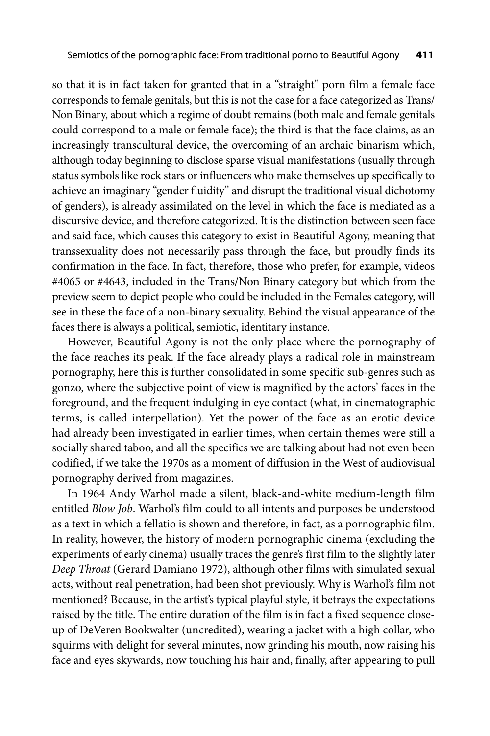so that it is in fact taken for granted that in a "straight" porn film a female face corresponds to female genitals, but this is not the case for a face categorized as Trans/ Non Binary, about which a regime of doubt remains (both male and female genitals could correspond to a male or female face); the third is that the face claims, as an increasingly transcultural device, the overcoming of an archaic binarism which, although today beginning to disclose sparse visual manifestations (usually through status symbols like rock stars or influencers who make themselves up specifically to achieve an imaginary "gender fluidity" and disrupt the traditional visual dichotomy of genders), is already assimilated on the level in which the face is mediated as a discursive device, and therefore categorized. It is the distinction between seen face and said face, which causes this category to exist in Beautiful Agony, meaning that transsexuality does not necessarily pass through the face, but proudly finds its confirmation in the face. In fact, therefore, those who prefer, for example, videos #4065 or #4643, included in the Trans/Non Binary category but which from the preview seem to depict people who could be included in the Females category, will see in these the face of a non-binary sexuality. Behind the visual appearance of the faces there is always a political, semiotic, identitary instance.

However, Beautiful Agony is not the only place where the pornography of the face reaches its peak. If the face already plays a radical role in mainstream pornography, here this is further consolidated in some specific sub-genres such as gonzo, where the subjective point of view is magnified by the actors' faces in the foreground, and the frequent indulging in eye contact (what, in cinematographic terms, is called interpellation). Yet the power of the face as an erotic device had already been investigated in earlier times, when certain themes were still a socially shared taboo, and all the specifics we are talking about had not even been codified, if we take the 1970s as a moment of diffusion in the West of audiovisual pornography derived from magazines.

In 1964 Andy Warhol made a silent, black-and-white medium-length film entitled *Blow Job*. Warhol's film could to all intents and purposes be understood as a text in which a fellatio is shown and therefore, in fact, as a pornographic film. In reality, however, the history of modern pornographic cinema (excluding the experiments of early cinema) usually traces the genre's first film to the slightly later *Deep Throat* (Gerard Damiano 1972), although other films with simulated sexual acts, without real penetration, had been shot previously. Why is Warhol's film not mentioned? Because, in the artist's typical playful style, it betrays the expectations raised by the title. The entire duration of the film is in fact a fixed sequence close-up of DeVeren Bookwalter (uncredited), wearing a jacket with a high collar, who squirms with delight for several minutes, now grinding his mouth, now raising his face and eyes skywards, now touching his hair and, finally, after appearing to pull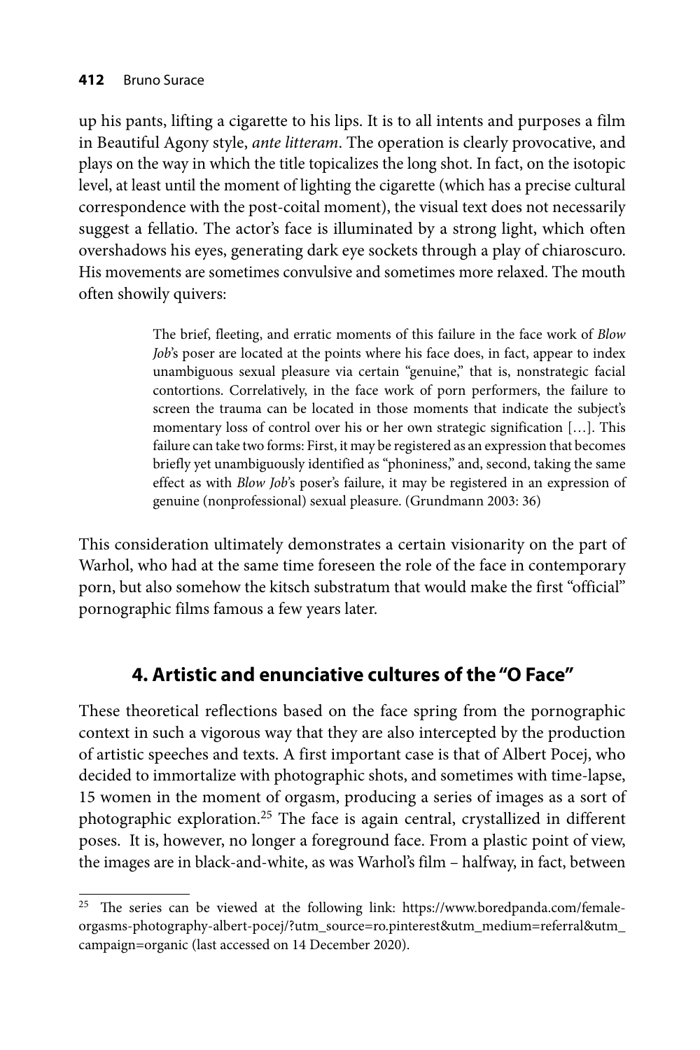up his pants, lifting a cigarette to his lips. It is to all intents and purposes a film in Beautiful Agony style, *ante litteram*. The operation is clearly provocative, and plays on the way in which the title topicalizes the long shot. In fact, on the isotopic level, at least until the moment of lighting the cigarette (which has a precise cultural correspondence with the post-coital moment), the visual text does not necessarily suggest a fellatio. The actor's face is illuminated by a strong light, which often overshadows his eyes, generating dark eye sockets through a play of chiaroscuro. His movements are sometimes convulsive and sometimes more relaxed. The mouth often showily quivers:

> The brief, fleeting, and erratic moments of this failure in the face work of *Blow Job*'s poser are located at the points where his face does, in fact, appear to index unambiguous sexual pleasure via certain "genuine," that is, nonstrategic facial contortions. Correlatively, in the face work of porn performers, the failure to screen the trauma can be located in those moments that indicate the subject's momentary loss of control over his or her own strategic signification […]. This failure can take two forms: First, it may be registered as an expression that becomes briefly yet unambiguously identified as "phoniness," and, second, taking the same effect as with *Blow Job*'s poser's failure, it may be registered in an expression of genuine (nonprofessional) sexual pleasure. (Grundmann 2003: 36)

This consideration ultimately demonstrates a certain visionarity on the part of Warhol, who had at the same time foreseen the role of the face in contemporary porn, but also somehow the kitsch substratum that would make the first "official" pornographic films famous a few years later.

## 4. Artistic and enunciative cultures of the "O Face"

These theoretical reflections based on the face spring from the pornographic context in such a vigorous way that they are also intercepted by the production of artistic speeches and texts. A first important case is that of Albert Pocej, who decided to immortalize with photographic shots, and sometimes with time-lapse, 15 women in the moment of orgasm, producing a series of images as a sort of photographic exploration.[25] The face is again central, crystallized in different poses. It is, however, no longer a foreground face. From a plastic point of view, the images are in black-and-white, as was Warhol's film – halfway, in fact, between

[25] The series can be viewed at the following link: https://www.boredpanda.com/female-orgasms-photography-albert-pocej/?utm_source=ro.pinterest&utm_medium=referral&utm_campaign=organic (last accessed on 14 December 2020).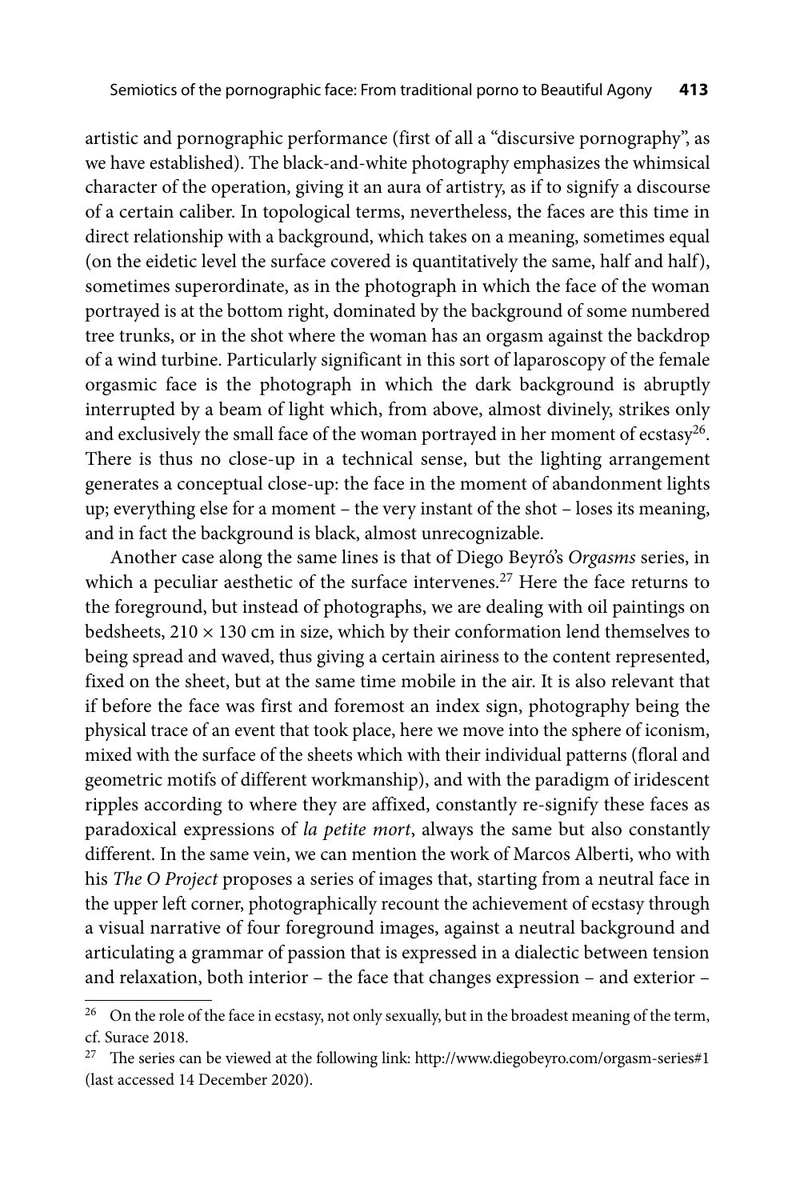artistic and pornographic performance (first of all a "discursive pornography", as we have established). The black-and-white photography emphasizes the whimsical character of the operation, giving it an aura of artistry, as if to signify a discourse of a certain caliber. In topological terms, nevertheless, the faces are this time in direct relationship with a background, which takes on a meaning, sometimes equal (on the eidetic level the surface covered is quantitatively the same, half and half), sometimes superordinate, as in the photograph in which the face of the woman portrayed is at the bottom right, dominated by the background of some numbered tree trunks, or in the shot where the woman has an orgasm against the backdrop of a wind turbine. Particularly significant in this sort of laparoscopy of the female orgasmic face is the photograph in which the dark background is abruptly interrupted by a beam of light which, from above, almost divinely, strikes only and exclusively the small face of the woman portrayed in her moment of ecstasy[26]. There is thus no close-up in a technical sense, but the lighting arrangement generates a conceptual close-up: the face in the moment of abandonment lights up; everything else for a moment – the very instant of the shot – loses its meaning, and in fact the background is black, almost unrecognizable.

Another case along the same lines is that of Diego Beyró's *Orgasms* series, in which a peculiar aesthetic of the surface intervenes.[27] Here the face returns to the foreground, but instead of photographs, we are dealing with oil paintings on bedsheets, 210 × 130 cm in size, which by their conformation lend themselves to being spread and waved, thus giving a certain airiness to the content represented, fixed on the sheet, but at the same time mobile in the air. It is also relevant that if before the face was first and foremost an index sign, photography being the physical trace of an event that took place, here we move into the sphere of iconism, mixed with the surface of the sheets which with their individual patterns (floral and geometric motifs of different workmanship), and with the paradigm of iridescent ripples according to where they are affixed, constantly re-signify these faces as paradoxical expressions of *la petite mort*, always the same but also constantly different. In the same vein, we can mention the work of Marcos Alberti, who with his *The O Project* proposes a series of images that, starting from a neutral face in the upper left corner, photographically recount the achievement of ecstasy through a visual narrative of four foreground images, against a neutral background and articulating a grammar of passion that is expressed in a dialectic between tension and relaxation, both interior – the face that changes expression – and exterior –

---

[26] On the role of the face in ecstasy, not only sexually, but in the broadest meaning of the term, cf. Surace 2018.

[27] The series can be viewed at the following link: http://www.diegobeyro.com/orgasm-series#1 (last accessed 14 December 2020).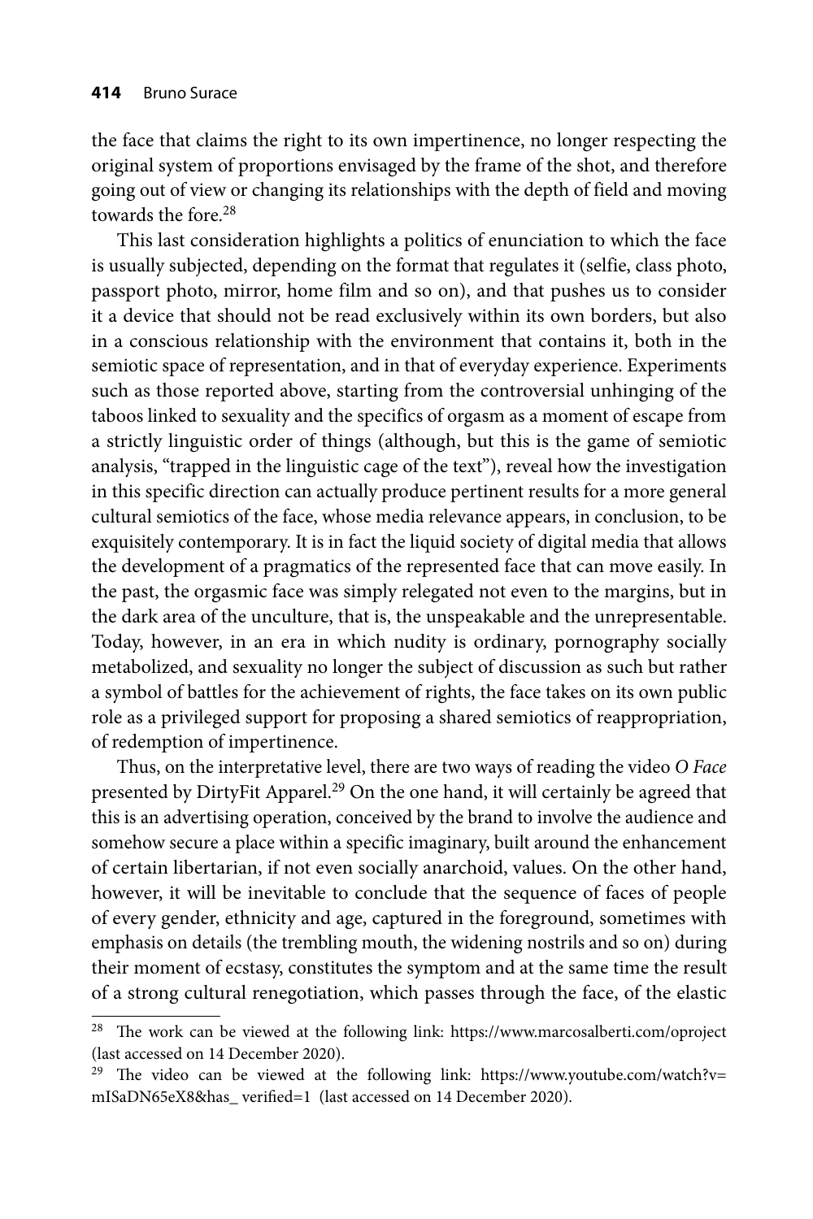the face that claims the right to its own impertinence, no longer respecting the original system of proportions envisaged by the frame of the shot, and therefore going out of view or changing its relationships with the depth of field and moving towards the fore.[28]

This last consideration highlights a politics of enunciation to which the face is usually subjected, depending on the format that regulates it (selfie, class photo, passport photo, mirror, home film and so on), and that pushes us to consider it a device that should not be read exclusively within its own borders, but also in a conscious relationship with the environment that contains it, both in the semiotic space of representation, and in that of everyday experience. Experiments such as those reported above, starting from the controversial unhinging of the taboos linked to sexuality and the specifics of orgasm as a moment of escape from a strictly linguistic order of things (although, but this is the game of semiotic analysis, "trapped in the linguistic cage of the text"), reveal how the investigation in this specific direction can actually produce pertinent results for a more general cultural semiotics of the face, whose media relevance appears, in conclusion, to be exquisitely contemporary. It is in fact the liquid society of digital media that allows the development of a pragmatics of the represented face that can move easily. In the past, the orgasmic face was simply relegated not even to the margins, but in the dark area of the unculture, that is, the unspeakable and the unrepresentable. Today, however, in an era in which nudity is ordinary, pornography socially metabolized, and sexuality no longer the subject of discussion as such but rather a symbol of battles for the achievement of rights, the face takes on its own public role as a privileged support for proposing a shared semiotics of reappropriation, of redemption of impertinence.

Thus, on the interpretative level, there are two ways of reading the video *O Face* presented by DirtyFit Apparel.[29] On the one hand, it will certainly be agreed that this is an advertising operation, conceived by the brand to involve the audience and somehow secure a place within a specific imaginary, built around the enhancement of certain libertarian, if not even socially anarchoid, values. On the other hand, however, it will be inevitable to conclude that the sequence of faces of people of every gender, ethnicity and age, captured in the foreground, sometimes with emphasis on details (the trembling mouth, the widening nostrils and so on) during their moment of ecstasy, constitutes the symptom and at the same time the result of a strong cultural renegotiation, which passes through the face, of the elastic

---

[28] The work can be viewed at the following link: https://www.marcosalberti.com/oproject (last accessed on 14 December 2020).

[29] The video can be viewed at the following link: https://www.youtube.com/watch?v=mISaDN65eX8&has_ verified=1 (last accessed on 14 December 2020).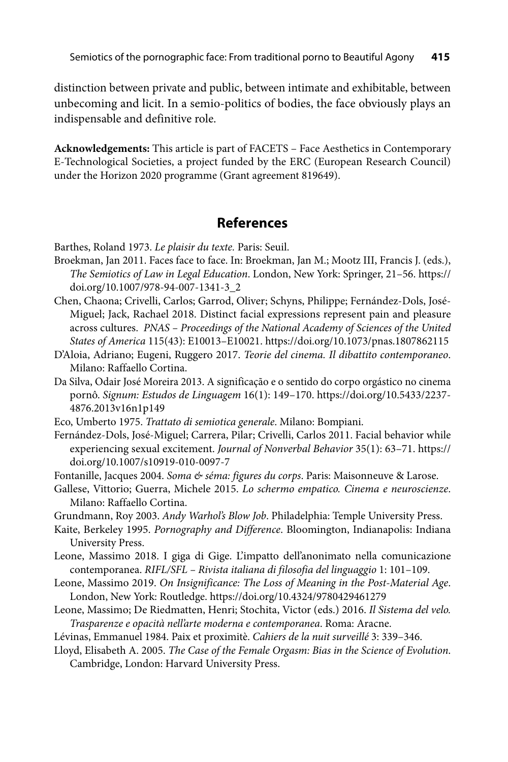distinction between private and public, between intimate and exhibitable, between unbecoming and licit. In a semio-politics of bodies, the face obviously plays an indispensable and definitive role.

**Acknowledgements:** This article is part of FACETS – Face Aesthetics in Contemporary E-Technological Societies, a project funded by the ERC (European Research Council) under the Horizon 2020 programme (Grant agreement 819649).

## References

Barthes, Roland 1973. *Le plaisir du texte.* Paris: Seuil.

Broekman, Jan 2011. Faces face to face. In: Broekman, Jan M.; Mootz III, Francis J. (eds.), *The Semiotics of Law in Legal Education*. London, New York: Springer, 21–56. https://doi.org/10.1007/978-94-007-1341-3_2

Chen, Chaona; Crivelli, Carlos; Garrod, Oliver; Schyns, Philippe; Fernández-Dols, José-Miguel; Jack, Rachael 2018. Distinct facial expressions represent pain and pleasure across cultures. *PNAS – Proceedings of the National Academy of Sciences of the United States of America* 115(43): E10013–E10021. https://doi.org/10.1073/pnas.1807862115

D'Aloia, Adriano; Eugeni, Ruggero 2017. *Teorie del cinema. Il dibattito contemporaneo*. Milano: Raffaello Cortina.

Da Silva, Odair José Moreira 2013. A significação e o sentido do corpo orgástico no cinema pornô. *Signum: Estudos de Linguagem* 16(1): 149–170. https://doi.org/10.5433/2237-4876.2013v16n1p149

Eco, Umberto 1975. *Trattato di semiotica generale*. Milano: Bompiani.

Fernández-Dols, José-Miguel; Carrera, Pilar; Crivelli, Carlos 2011. Facial behavior while experiencing sexual excitement. *Journal of Nonverbal Behavior* 35(1): 63–71. https://doi.org/10.1007/s10919-010-0097-7

Fontanille, Jacques 2004. *Soma & séma: figures du corps*. Paris: Maisonneuve & Larose.

Gallese, Vittorio; Guerra, Michele 2015. *Lo schermo empatico. Cinema e neuroscienze*. Milano: Raffaello Cortina.

Grundmann, Roy 2003. *Andy Warhol's Blow Job*. Philadelphia: Temple University Press.

Kaite, Berkeley 1995. *Pornography and Difference*. Bloomington, Indianapolis: Indiana University Press.

Leone, Massimo 2018. I giga di Gige. L'impatto dell'anonimato nella comunicazione contemporanea. *RIFL/SFL – Rivista italiana di filosofia del linguaggio* 1: 101–109.

Leone, Massimo 2019. *On Insignificance: The Loss of Meaning in the Post-Material Age*. London, New York: Routledge. https://doi.org/10.4324/9780429461279

Leone, Massimo; De Riedmatten, Henri; Stochita, Victor (eds.) 2016. *Il Sistema del velo. Trasparenze e opacità nell'arte moderna e contemporanea*. Roma: Aracne.

Lévinas, Emmanuel 1984. Paix et proximitè. *Cahiers de la nuit surveillé* 3: 339–346.

Lloyd, Elisabeth A. 2005. *The Case of the Female Orgasm: Bias in the Science of Evolution*. Cambridge, London: Harvard University Press.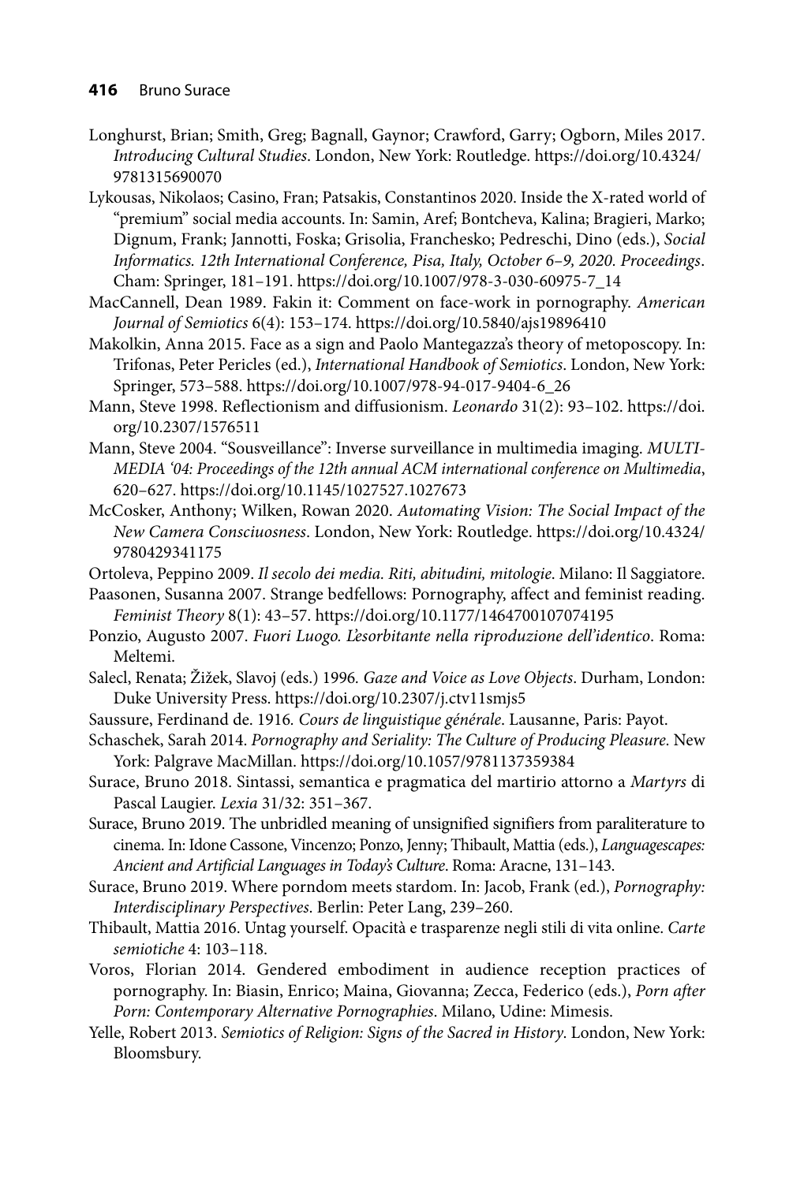Longhurst, Brian; Smith, Greg; Bagnall, Gaynor; Crawford, Garry; Ogborn, Miles 2017. *Introducing Cultural Studies*. London, New York: Routledge. https://doi.org/10.4324/9781315690070

Lykousas, Nikolaos; Casino, Fran; Patsakis, Constantinos 2020. Inside the X-rated world of "premium" social media accounts. In: Samin, Aref; Bontcheva, Kalina; Bragieri, Marko; Dignum, Frank; Jannotti, Foska; Grisolia, Franchesko; Pedreschi, Dino (eds.), *Social Informatics. 12th International Conference, Pisa, Italy, October 6–9, 2020. Proceedings*. Cham: Springer, 181–191. https://doi.org/10.1007/978-3-030-60975-7_14

MacCannell, Dean 1989. Fakin it: Comment on face-work in pornography. *American Journal of Semiotics* 6(4): 153–174. https://doi.org/10.5840/ajs19896410

Makolkin, Anna 2015. Face as a sign and Paolo Mantegazza's theory of metoposcopy. In: Trifonas, Peter Pericles (ed.), *International Handbook of Semiotics*. London, New York: Springer, 573–588. https://doi.org/10.1007/978-94-017-9404-6_26

Mann, Steve 1998. Reflectionism and diffusionism. *Leonardo* 31(2): 93–102. https://doi.org/10.2307/1576511

Mann, Steve 2004. "Sousveillance": Inverse surveillance in multimedia imaging. *MULTIMEDIA '04: Proceedings of the 12th annual ACM international conference on Multimedia*, 620–627. https://doi.org/10.1145/1027527.1027673

McCosker, Anthony; Wilken, Rowan 2020. *Automating Vision: The Social Impact of the New Camera Consciuosness*. London, New York: Routledge. https://doi.org/10.4324/9780429341175

Ortoleva, Peppino 2009. *Il secolo dei media. Riti, abitudini, mitologie*. Milano: Il Saggiatore.

Paasonen, Susanna 2007. Strange bedfellows: Pornography, affect and feminist reading. *Feminist Theory* 8(1): 43–57. https://doi.org/10.1177/1464700107074195

Ponzio, Augusto 2007. *Fuori Luogo. L'esorbitante nella riproduzione dell'identico*. Roma: Meltemi.

Salecl, Renata; Žižek, Slavoj (eds.) 1996. *Gaze and Voice as Love Objects*. Durham, London: Duke University Press. https://doi.org/10.2307/j.ctv11smjs5

Saussure, Ferdinand de. 1916. *Cours de linguistique générale*. Lausanne, Paris: Payot.

Schaschek, Sarah 2014. *Pornography and Seriality: The Culture of Producing Pleasure*. New York: Palgrave MacMillan. https://doi.org/10.1057/9781137359384

Surace, Bruno 2018. Sintassi, semantica e pragmatica del martirio attorno a *Martyrs* di Pascal Laugier. *Lexia* 31/32: 351–367.

Surace, Bruno 2019. The unbridled meaning of unsignified signifiers from paraliterature to cinema. In: Idone Cassone, Vincenzo; Ponzo, Jenny; Thibault, Mattia (eds.), *Languagescapes: Ancient and Artificial Languages in Today's Culture*. Roma: Aracne, 131–143.

Surace, Bruno 2019. Where porndom meets stardom. In: Jacob, Frank (ed.), *Pornography: Interdisciplinary Perspectives*. Berlin: Peter Lang, 239–260.

Thibault, Mattia 2016. Untag yourself. Opacità e trasparenze negli stili di vita online. *Carte semiotiche* 4: 103–118.

Voros, Florian 2014. Gendered embodiment in audience reception practices of pornography. In: Biasin, Enrico; Maina, Giovanna; Zecca, Federico (eds.), *Porn after Porn: Contemporary Alternative Pornographies*. Milano, Udine: Mimesis.

Yelle, Robert 2013. *Semiotics of Religion: Signs of the Sacred in History*. London, New York: Bloomsbury.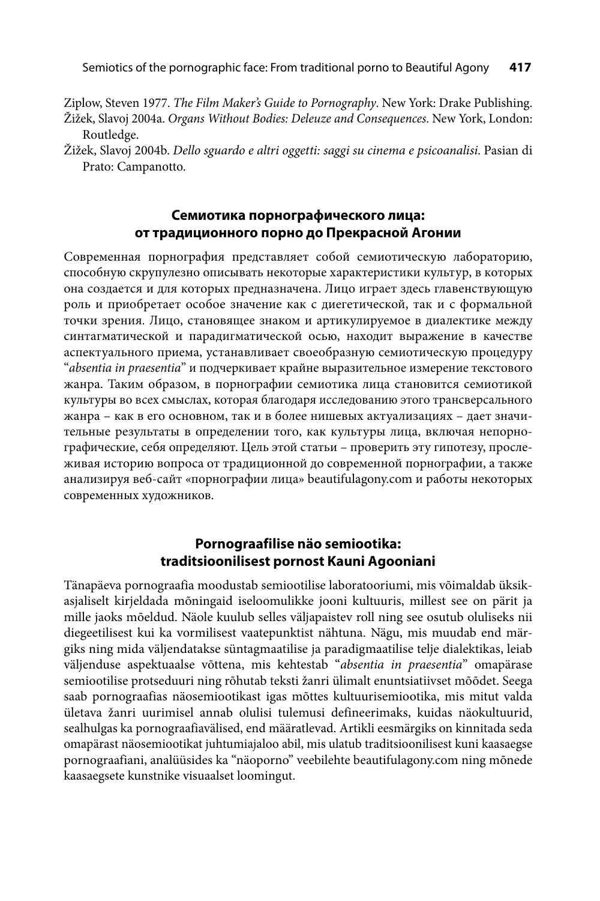Ziplow, Steven 1977. *The Film Maker's Guide to Pornography*. New York: Drake Publishing.

Žižek, Slavoj 2004a. *Organs Without Bodies: Deleuze and Consequences*. New York, London: Routledge.

Žižek, Slavoj 2004b. *Dello sguardo e altri oggetti: saggi su cinema e psicoanalisi*. Pasian di Prato: Campanotto.

## Семиотика порнографического лица: от традиционного порно до Прекрасной Агонии

Современная порнография представляет собой семиотическую лабораторию, способную скрупулезно описывать некоторые характеристики культур, в которых она создается и для которых предназначена. Лицо играет здесь главенствующую роль и приобретает особое значение как с диегетической, так и с формальной точки зрения. Лицо, становящее знаком и артикулируемое в диалектике между синтагматической и парадигматической осью, находит выражение в качестве аспектуального приема, устанавливает своеобразную семиотическую процедуру "*absentia in praesentia*" и подчеркивает крайне выразительное измерение текстового жанра. Таким образом, в порнографии семиотика лица становится семиотикой культуры во всех смыслах, которая благодаря исследованию этого трансверсального жанра – как в его основном, так и в более нишевых актуализациях – дает значительные результаты в определении того, как культуры лица, включая непорнографические, себя определяют. Цель этой статьи – проверить эту гипотезу, прослеживая историю вопроса от традиционной до современной порнографии, а также анализируя веб-сайт «порнографии лица» beautifulagony.com и работы некоторых современных художников.

## Pornograafilise näo semiootika: traditsioonilisest pornost Kauni Agooniani

Tänapäeva pornograafia moodustab semiootilise laboratooriumi, mis võimaldab üksikasjaliselt kirjeldada mõningaid iseloomulikke jooni kultuuris, millest see on pärit ja mille jaoks mõeldud. Näole kuulub selles väljapaistev roll ning see osutub oluliseks nii diegeetilisest kui ka vormilisest vaatepunktist nähtuna. Nägu, mis muudab end märgiks ning mida väljendatakse süntagmaatilise ja paradigmaatilise telje dialektikas, leiab väljenduse aspektuaalse võttena, mis kehtestab "*absentia in praesentia*" omapärase semiootilise protseduuri ning rõhutab teksti žanri ülimalt enuntsiatiivset mõõdet. Seega saab pornograafias näosemiootikast igas mõttes kultuurisemiootika, mis mitut valda ületava žanri uurimisel annab olulisi tulemusi defineerimaks, kuidas näokultuurid, sealhulgas ka pornograafiavälised, end määratlevad. Artikli eesmärgiks on kinnitada seda omapärast näosemiootikat juhtumiajaloo abil, mis ulatub traditsioonilisest kuni kaasaegse pornograafiani, analüüsides ka "näoporno" veebilehte beautifulagony.com ning mõnede kaasaegsete kunstnike visuaalset loomingut.